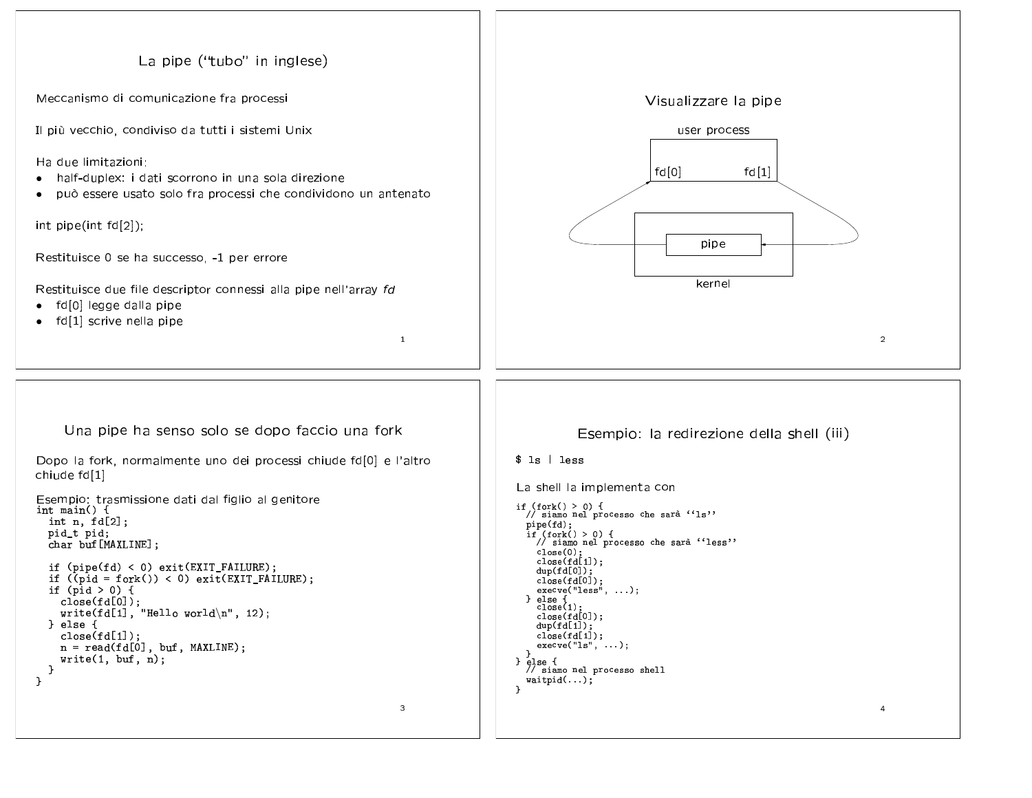## La pipe ("tubo" in inglese)

Meccanismo di comunicazione fra processi

Il più vecchio, condiviso da tutti i sistemi Unix

Ha due limitazioni:

- half-duplex: i dati scorrono in una sola direzione
- può essere usato solo fra processi che condividono un antenato

int pipe(int fd[2]);

Restituisce 0 se ha successo, -1 per errore

Restituisce due file descriptor connessi alla pipe nell'array *fd*

- fd[0] legge dalla pipe
- fd[1] scrive nella pipe

## Visualizzare la pipe

user process

fd[0] fd[1]

pipe

kernel

## Una pipe ha senso solo se dopo faccio una fork

Dopo la fork, normalmente uno dei processi chiude fd[0] e l'altro chiude fd[1]

Esempio: trasmissione dati dal figlio al genitore

```
int main() {
  int n, fd[2];
  pid_t pid;
  char buf[MAXLINE];

  if (pipe(fd) < 0) exit(EXIT_FAILURE);
  if ((pid = fork()) < 0) exit(EXIT_FAILURE);
  if (pid > 0) {
    close(fd[0]);
    write(fd[1], "Hello world\n", 12);
  } else {
    close(fd[1]);
    n = read(fd[0], buf, MAXLINE);
    write(1, buf, n);
  }
}
```

## Esempio: la redirezione della shell (iii)

```
$ ls | less
```

La shell la implementa con

```
if (fork() > 0) {
  // siamo nel processo che sarà ''ls''
  pipe(fd);
  if (fork() > 0) {
    // siamo nel processo che sarà ''less''
    close(0);
    close(fd[1]);
    dup(fd[0]);
    close(fd[0]);
    execve("less", ...);
  } else {
    close(1);
    close(fd[0]);
    dup(fd[1]);
    close(fd[1]);
    execve("ls", ...);
  }
} else {
  // siamo nel processo shell
  waitpid(...);
}
```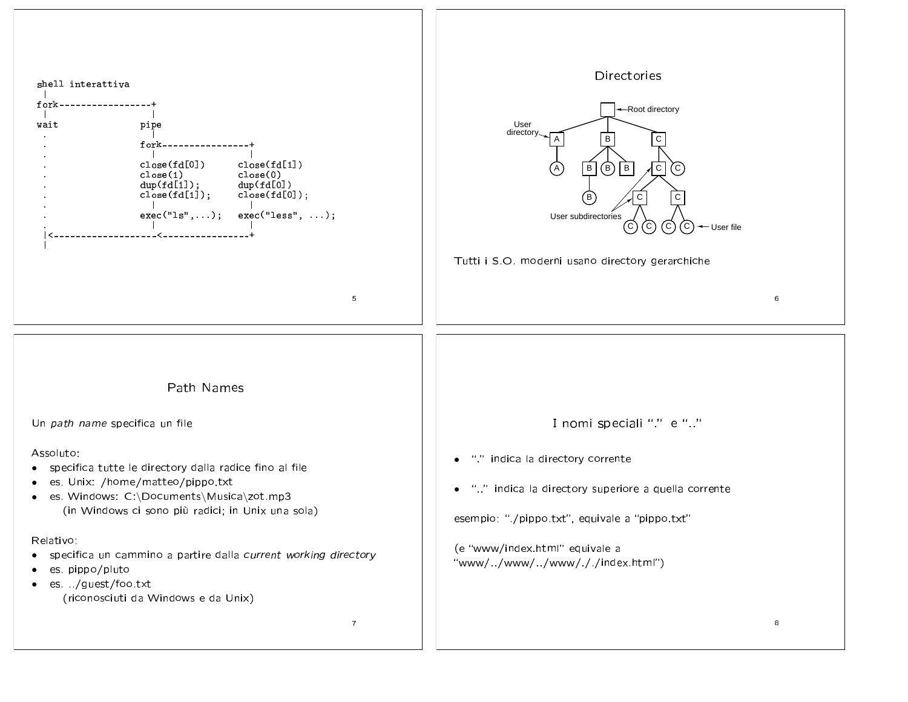```
shell interattiva
 |
fork-----------------+
 |                   |
wait               pipe
 .                   |
 .                 fork----------------+
 .                   |                 |
 .                 close(fd[0])      close(fd[1])
 .                 close(1)          close(0)
 .                 dup(fd[1]);       dup(fd[0])
 .                 close(fd[1]);     close(fd[0]);
 .                   |                 |
 .                 exec("ls",...);   exec("less", ...);
 .                   |                 |
 |<------------------<-----------------+
 |
```

## Directories

Root directory, User directory (A, B, C), User subdirectories, User file

Tutti i S.O. moderni usano directory gerarchiche

## Path Names

Un *path name* specifica un file

Assoluto:

- specifica tutte le directory dalla radice fino al file
- es. Unix: /home/matteo/pippo.txt
- es. Windows: C:\Documents\Musica\zot.mp3
  (in Windows ci sono più radici; in Unix una sola)

Relativo:

- specifica un cammino a partire dalla *current working directory*
- es. pippo/pluto
- es. ../guest/foo.txt
  (riconosciuti da Windows e da Unix)

## I nomi speciali "." e ".."

- "." indica la directory corrente
- ".." indica la directory superiore a quella corrente

esempio: "./pippo.txt", equivale a "pippo.txt"

(e "www/index.html" equivale a "www/../www/../www/././index.html")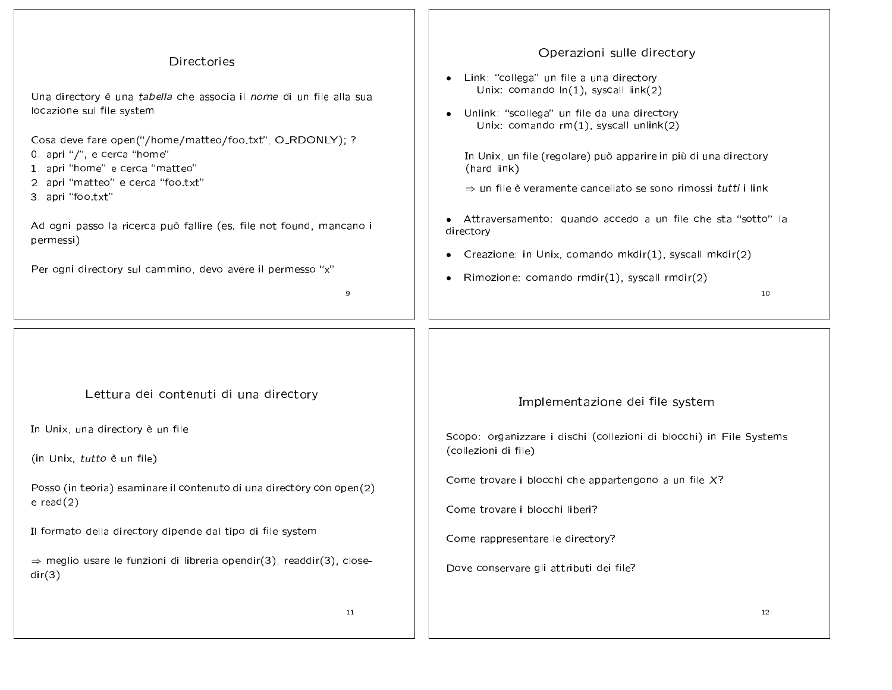## Directories

Una directory è una *tabella* che associa il *nome* di un file alla sua locazione sul file system

Cosa deve fare open("/home/matteo/foo.txt", O_RDONLY); ?
0. apri "/", e cerca "home"
1. apri "home" e cerca "matteo"
2. apri "matteo" e cerca "foo.txt"
3. apri "foo.txt"

Ad ogni passo la ricerca può fallire (es. file not found, mancano i permessi)

Per ogni directory sul cammino, devo avere il permesso "x"

## Operazioni sulle directory

- Link: "collega" un file a una directory
  Unix: comando ln(1), syscall link(2)
- Unlink: "scollega" un file da una directory
  Unix: comando rm(1), syscall unlink(2)

  In Unix, un file (regolare) può apparire in più di una directory (hard link)

  ⇒ un file è veramente cancellato se sono rimossi *tutti* i link

- Attraversamento: quando accedo a un file che sta "sotto" la directory
- Creazione: in Unix, comando mkdir(1), syscall mkdir(2)
- Rimozione: comando rmdir(1), syscall rmdir(2)

## Lettura dei contenuti di una directory

In Unix, una directory è un file

(in Unix, *tutto* è un file)

Posso (in teoria) esaminare il contenuto di una directory con open(2) e read(2)

Il formato della directory dipende dal tipo di file system

⇒ meglio usare le funzioni di libreria opendir(3), readdir(3), closedir(3)

## Implementazione dei file system

Scopo: organizzare i dischi (collezioni di blocchi) in File Systems (collezioni di file)

Come trovare i blocchi che appartengono a un file *X*?

Come trovare i blocchi liberi?

Come rappresentare le directory?

Dove conservare gli attributi dei file?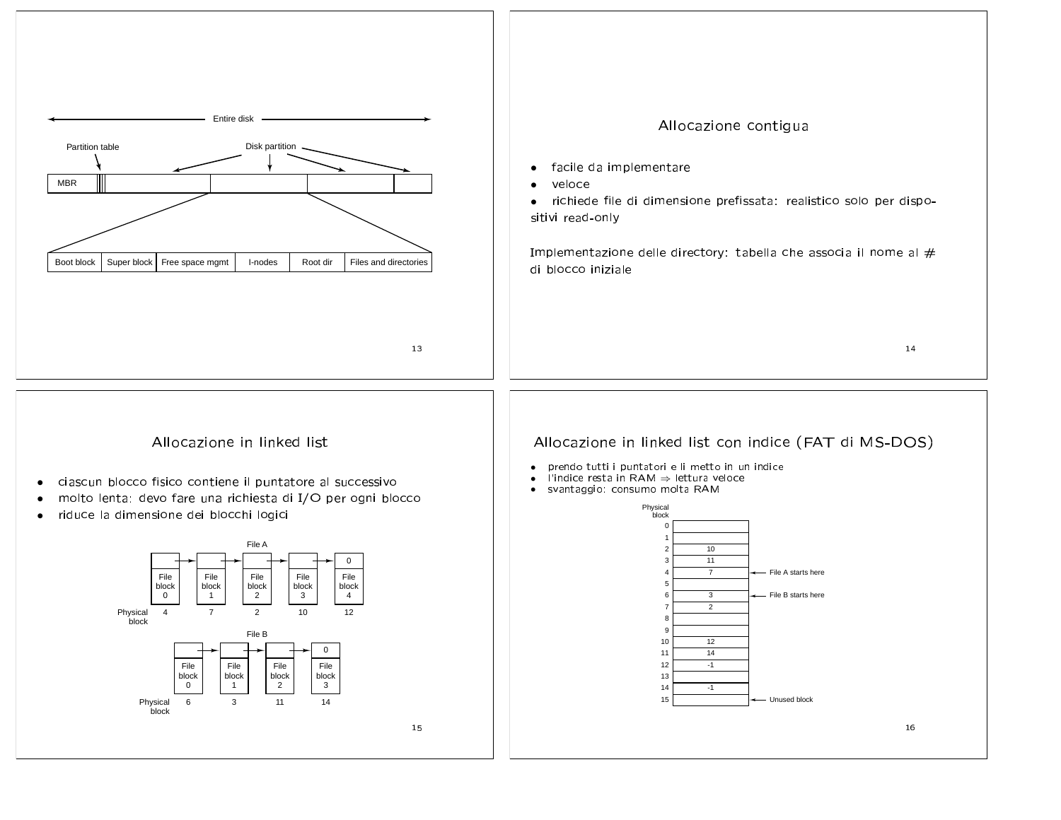Entire disk

Partition table — Disk partition

| MBR | | | | |
|---|---|---|---|---|

| Boot block | Super block | Free space mgmt | I-nodes | Root dir | Files and directories |
|---|---|---|---|---|---|

## Allocazione contigua

- facile da implementare
- veloce
- richiede file di dimensione prefissata: realistico solo per dispositivi read-only

Implementazione delle directory: tabella che associa il nome al # di blocco iniziale

## Allocazione in linked list

- ciascun blocco fisico contiene il puntatore al successivo
- molto lenta: devo fare una richiesta di I/O per ogni blocco
- riduce la dimensione dei blocchi logici

File A

| | File block 0 | File block 1 | File block 2 | File block 3 | File block 4 |
|---|---|---|---|---|---|
| Physical block | 4 | 7 | 2 | 10 | 12 |

File B

| | File block 0 | File block 1 | File block 2 | File block 3 |
|---|---|---|---|---|
| Physical block | 6 | 3 | 11 | 14 |

## Allocazione in linked list con indice (FAT di MS-DOS)

- prendo tutti i puntatori e li metto in un indice
- l'indice resta in RAM ⇒ lettura veloce
- svantaggio: consumo molta RAM

| Physical block | | |
|---|---|---|
| 0 | | |
| 1 | | |
| 2 | 10 | |
| 3 | 11 | |
| 4 | 7 | ← File A starts here |
| 5 | | |
| 6 | 3 | ← File B starts here |
| 7 | 2 | |
| 8 | | |
| 9 | | |
| 10 | 12 | |
| 11 | 14 | |
| 12 | -1 | |
| 13 | | |
| 14 | -1 | |
| 15 | | ← Unused block |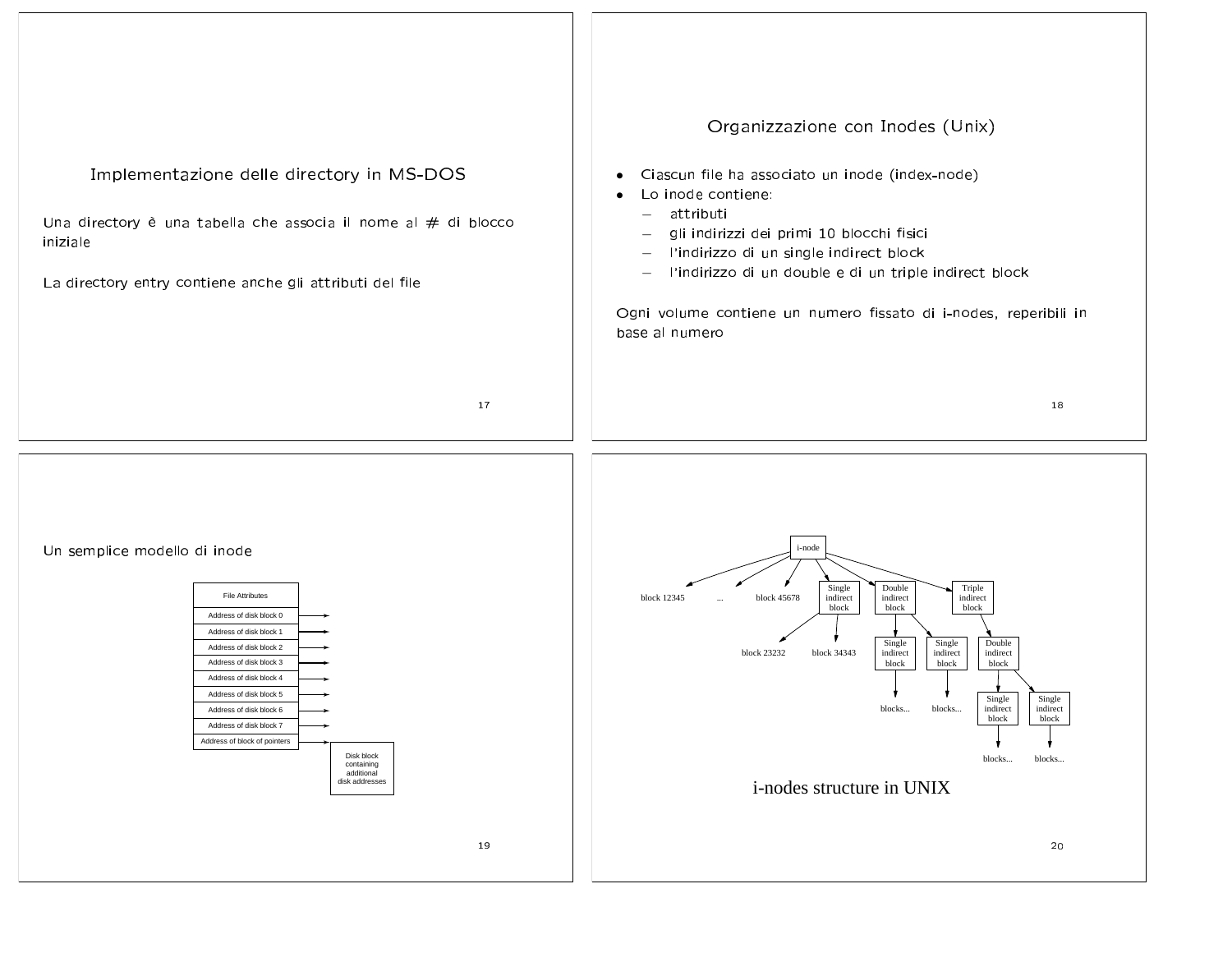## Implementazione delle directory in MS-DOS

Una directory è una tabella che associa il nome al # di blocco iniziale

La directory entry contiene anche gli attributi del file

## Organizzazione con Inodes (Unix)

- Ciascun file ha associato un inode (index-node)
- Lo inode contiene:
  - attributi
  - gli indirizzi dei primi 10 blocchi fisici
  - l'indirizzo di un single indirect block
  - l'indirizzo di un double e di un triple indirect block

Ogni volume contiene un numero fissato di i-nodes, reperibili in base al numero

## Un semplice modello di inode

| File Attributes |
| --- |
| Address of disk block 0 |
| Address of disk block 1 |
| Address of disk block 2 |
| Address of disk block 3 |
| Address of disk block 4 |
| Address of disk block 5 |
| Address of disk block 6 |
| Address of disk block 7 |
| Address of block of pointers |

Disk block containing additional disk addresses

i-node

block 12345 ... block 45678

Single indirect block — Double indirect block — Triple indirect block

block 23232 block 34343

Single indirect block — Single indirect block — Double indirect block

blocks... blocks...

Single indirect block — Single indirect block

blocks... blocks...

i-nodes structure in UNIX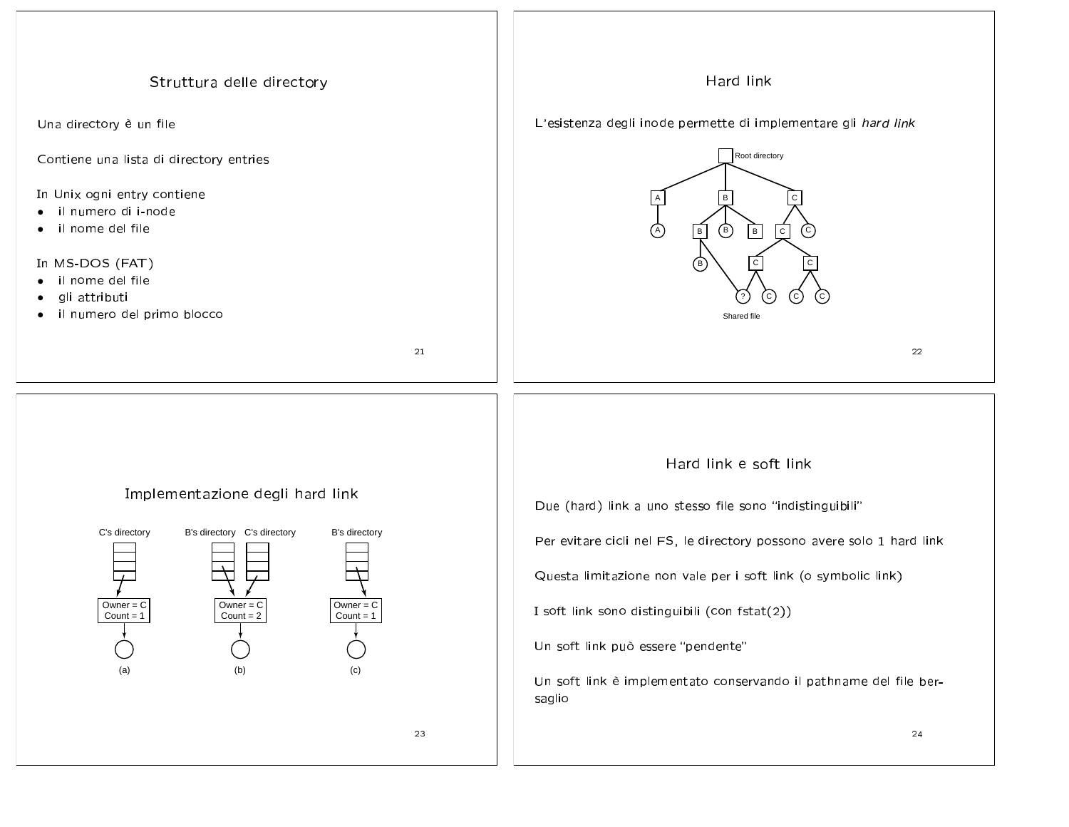## Struttura delle directory

Una directory è un file

Contiene una lista di directory entries

In Unix ogni entry contiene
- il numero di i-node
- il nome del file

In MS-DOS (FAT)
- il nome del file
- gli attributi
- il numero del primo blocco

## Hard link

L'esistenza degli inode permette di implementare gli *hard link*

Root directory

A B C

A B B B C C

B C C

? C C C

Shared file

## Implementazione degli hard link

C's directory | B's directory | C's directory | B's directory

Owner = C
Count = 1

Owner = C
Count = 2

Owner = C
Count = 1

(a) (b) (c)

## Hard link e soft link

Due (hard) link a uno stesso file sono "indistinguibili"

Per evitare cicli nel FS, le directory possono avere solo 1 hard link

Questa limitazione non vale per i soft link (o symbolic link)

I soft link sono distinguibili (con fstat(2))

Un soft link può essere "pendente"

Un soft link è implementato conservando il pathname del file bersaglio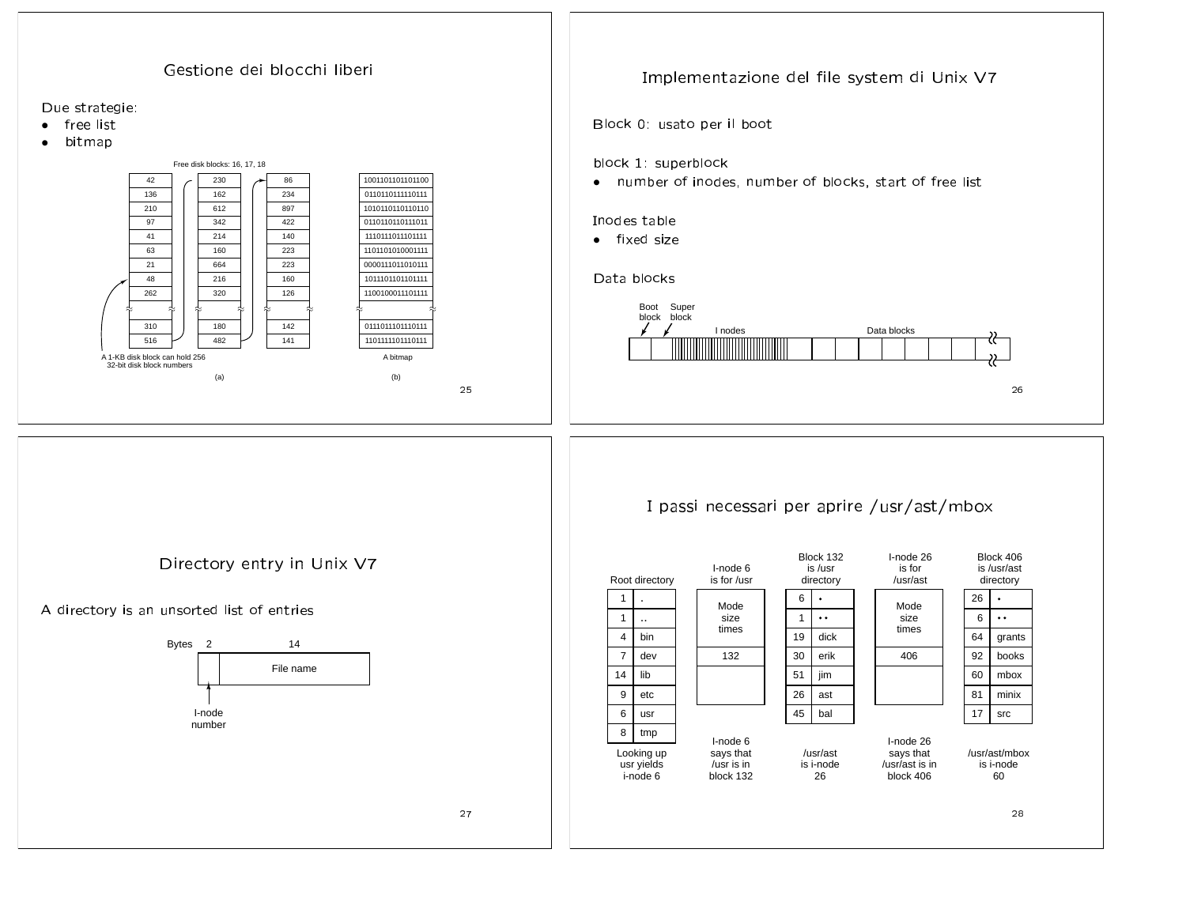## Gestione dei blocchi liberi

Due strategie:

- free list
- bitmap

Free disk blocks: 16, 17, 18

| | | |
|---|---|---|
| 42 | 230 | 86 |
| 136 | 162 | 234 |
| 210 | 612 | 897 |
| 97 | 342 | 422 |
| 41 | 214 | 140 |
| 63 | 160 | 223 |
| 21 | 664 | 223 |
| 48 | 216 | 160 |
| 262 | 320 | 126 |
| ≈ | ≈ | ≈ |
| 310 | 180 | 142 |
| 516 | 482 | 141 |

A 1-KB disk block can hold 256 32-bit disk block numbers

(a)

| A bitmap |
|---|
| 1001101101101100 |
| 0110110111110111 |
| 1010110110110110 |
| 0110110110111011 |
| 1110111011101111 |
| 1101101010001111 |
| 0000111011010111 |
| 1011101101101111 |
| 1100100011101111 |
| ≈ |
| 0111011101110111 |
| 1101111101110111 |

(b)

## Implementazione del file system di Unix V7

Block 0: usato per il boot

block 1: superblock

- number of inodes, number of blocks, start of free list

Inodes table

- fixed size

Data blocks

Boot block | Super block | I nodes | Data blocks

## Directory entry in Unix V7

A directory is an unsorted list of entries

| Bytes 2 | 14 |
|---|---|
| I-node number | File name |

## I passi necessari per aprire /usr/ast/mbox

| Root directory | | I-node 6 is for /usr | Block 132 is /usr directory | | I-node 26 is for /usr/ast | Block 406 is /usr/ast directory | |
|---|---|---|---|---|---|---|---|
| 1 | . | Mode size times | 6 | • | Mode size times | 26 | • |
| 1 | .. | | 1 | •• | | 6 | •• |
| 4 | bin | | 19 | dick | | 64 | grants |
| 7 | dev | 132 | 30 | erik | 406 | 92 | books |
| 14 | lib | | 51 | jim | | 60 | mbox |
| 9 | etc | | 26 | ast | | 81 | minix |
| 6 | usr | | 45 | bal | | 17 | src |
| 8 | tmp | | | | | | |

Looking up usr yields i-node 6 — I-node 6 says that /usr is in block 132 — /usr/ast is i-node 26 — I-node 26 says that /usr/ast is in block 406 — /usr/ast/mbox is i-node 60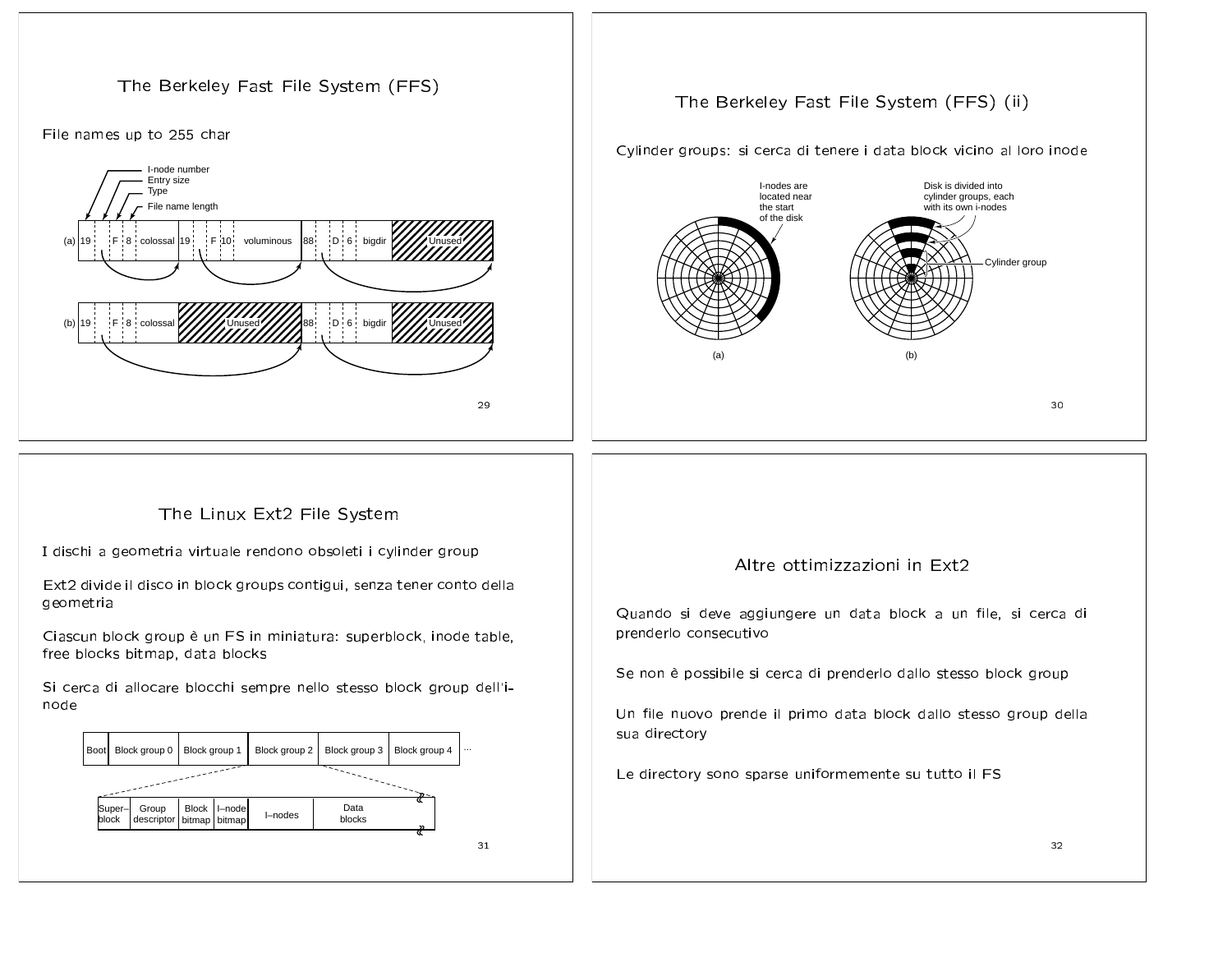## The Berkeley Fast File System (FFS)

File names up to 255 char

I-node number
Entry size
Type
File name length

(a) 19 | F | 8 | colossal | 19 | F | 10 | voluminous | 88 | D | 6 | bigdir | Unused

(b) 19 | F | 8 | colossal | Unused | 88 | D | 6 | bigdir | Unused

## The Berkeley Fast File System (FFS) (ii)

Cylinder groups: si cerca di tenere i data block vicino al loro inode

I-nodes are located near the start of the disk

Disk is divided into cylinder groups, each with its own i-nodes

Cylinder group

(a) (b)

## The Linux Ext2 File System

I dischi a geometria virtuale rendono obsoleti i cylinder group

Ext2 divide il disco in block groups contigui, senza tener conto della geometria

Ciascun block group è un FS in miniatura: superblock, inode table, free blocks bitmap, data blocks

Si cerca di allocare blocchi sempre nello stesso block group dell'i-node

| Boot | Block group 0 | Block group 1 | Block group 2 | Block group 3 | Block group 4 | ... |
|---|---|---|---|---|---|---|

| Super–block | Group descriptor | Block bitmap | I–node bitmap | I–nodes | Data blocks |
|---|---|---|---|---|---|

## Altre ottimizzazioni in Ext2

Quando si deve aggiungere un data block a un file, si cerca di prenderlo consecutivo

Se non è possibile si cerca di prenderlo dallo stesso block group

Un file nuovo prende il primo data block dallo stesso group della sua directory

Le directory sono sparse uniformemente su tutto il FS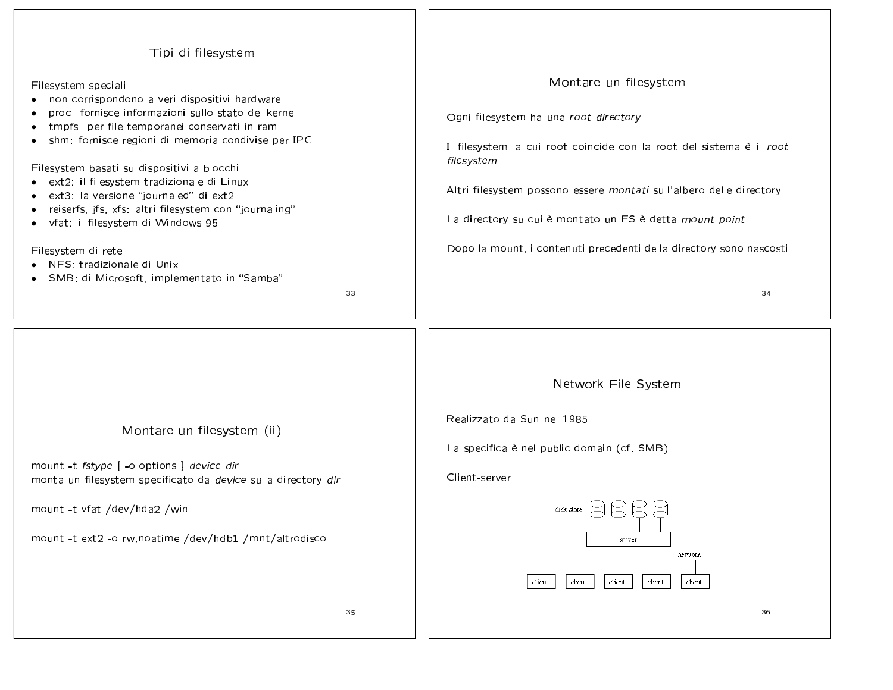## Tipi di filesystem

Filesystem speciali

- non corrispondono a veri dispositivi hardware
- proc: fornisce informazioni sullo stato del kernel
- tmpfs: per file temporanei conservati in ram
- shm: fornisce regioni di memoria condivise per IPC

Filesystem basati su dispositivi a blocchi

- ext2: il filesystem tradizionale di Linux
- ext3: la versione "journaled" di ext2
- reiserfs, jfs, xfs: altri filesystem con "journaling"
- vfat: il filesystem di Windows 95

Filesystem di rete

- NFS: tradizionale di Unix
- SMB: di Microsoft, implementato in "Samba"

## Montare un filesystem

Ogni filesystem ha una *root directory*

Il filesystem la cui root coincide con la root del sistema è il *root filesystem*

Altri filesystem possono essere *montati* sull'albero delle directory

La directory su cui è montato un FS è detta *mount point*

Dopo la mount, i contenuti precedenti della directory sono nascosti

## Montare un filesystem (ii)

mount -t *fstype* [ -o options ] *device dir*
monta un filesystem specificato da *device* sulla directory *dir*

```
mount -t vfat /dev/hda2 /win
```

```
mount -t ext2 -o rw,noatime /dev/hdb1 /mnt/altrodisco
```

## Network File System

Realizzato da Sun nel 1985

La specifica è nel public domain (cf. SMB)

Client-server

disk store

server

network

client client client client client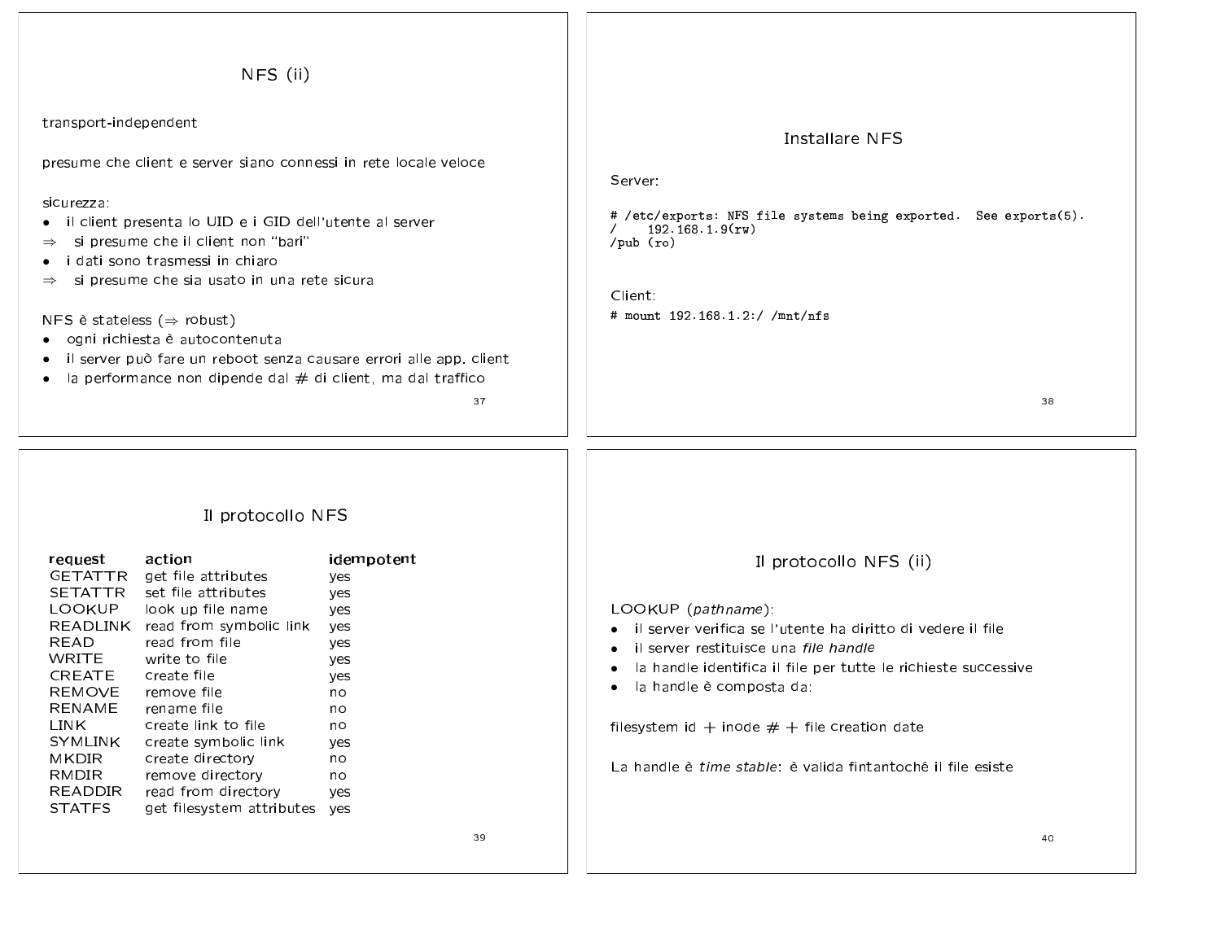## NFS (ii)

transport-independent

presume che client e server siano connessi in rete locale veloce

sicurezza:

- il client presenta lo UID e i GID dell'utente al server

⇒ si presume che il client non "bari"

- i dati sono trasmessi in chiaro

⇒ si presume che sia usato in una rete sicura

NFS è stateless (⇒ robust)

- ogni richiesta è autocontenuta
- il server può fare un reboot senza causare errori alle app. client
- la performance non dipende dal # di client, ma dal traffico

## Installare NFS

Server:

```
# /etc/exports: NFS file systems being exported.  See exports(5).
/    192.168.1.9(rw)
/pub (ro)
```

Client:

```
# mount 192.168.1.2:/ /mnt/nfs
```

## Il protocollo NFS

| request | action | idempotent |
|---|---|---|
| GETATTR | get file attributes | yes |
| SETATTR | set file attributes | yes |
| LOOKUP | look up file name | yes |
| READLINK | read from symbolic link | yes |
| READ | read from file | yes |
| WRITE | write to file | yes |
| CREATE | create file | yes |
| REMOVE | remove file | no |
| RENAME | rename file | no |
| LINK | create link to file | no |
| SYMLINK | create symbolic link | yes |
| MKDIR | create directory | no |
| RMDIR | remove directory | no |
| READDIR | read from directory | yes |
| STATFS | get filesystem attributes | yes |

## Il protocollo NFS (ii)

LOOKUP (*pathname*):

- il server verifica se l'utente ha diritto di vedere il file
- il server restituisce una *file handle*
- la handle identifica il file per tutte le richieste successive
- la handle è composta da:

filesystem id + inode # + file creation date

La handle è *time stable*: è valida fintantoché il file esiste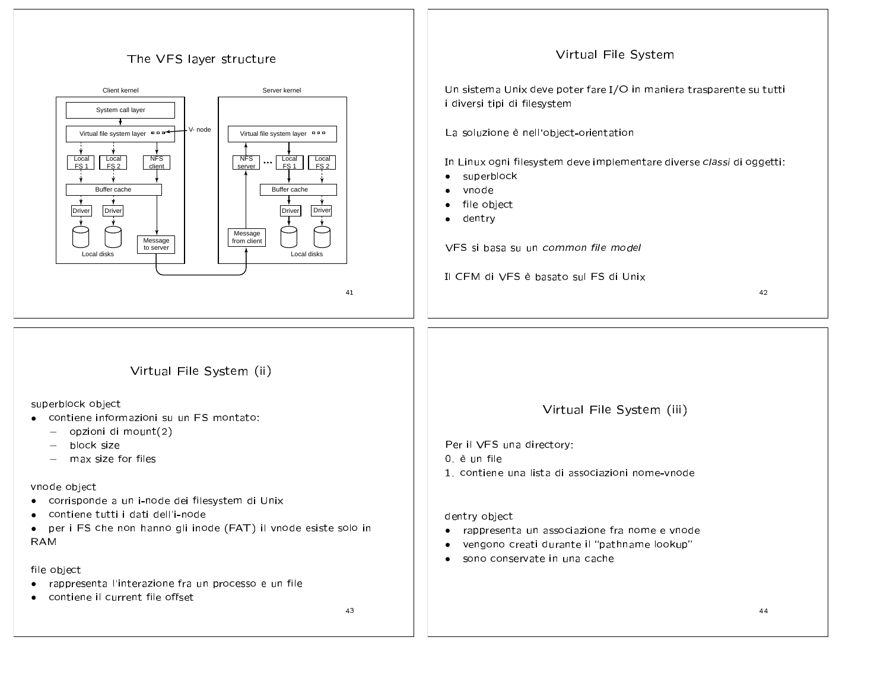## The VFS layer structure

Client kernel

System call layer

Virtual file system layer

V- node

Local FS 1

Local FS 2

NFS client

Buffer cache

Driver

Driver

Local disks

Message to server

Server kernel

Virtual file system layer

NFS server

Local FS 1

Local FS 2

Buffer cache

Driver

Driver

Message from client

Local disks

## Virtual File System

Un sistema Unix deve poter fare I/O in maniera trasparente su tutti i diversi tipi di filesystem

La soluzione è nell'object-orientation

In Linux ogni filesystem deve implementare diverse *classi* di oggetti:

- superblock
- vnode
- file object
- dentry

VFS si basa su un *common file model*

Il CFM di VFS è basato sul FS di Unix

## Virtual File System (ii)

superblock object

- contiene informazioni su un FS montato:
  - opzioni di mount(2)
  - block size
  - max size for files

vnode object

- corrisponde a un i-node dei filesystem di Unix
- contiene tutti i dati dell'i-node
- per i FS che non hanno gli inode (FAT) il vnode esiste solo in RAM

file object

- rappresenta l'interazione fra un processo e un file
- contiene il current file offset

## Virtual File System (iii)

Per il VFS una directory:

0. è un file
1. contiene una lista di associazioni nome-vnode

dentry object

- rappresenta un associazione fra nome e vnode
- vengono creati durante il "pathname lookup"
- sono conservate in una cache